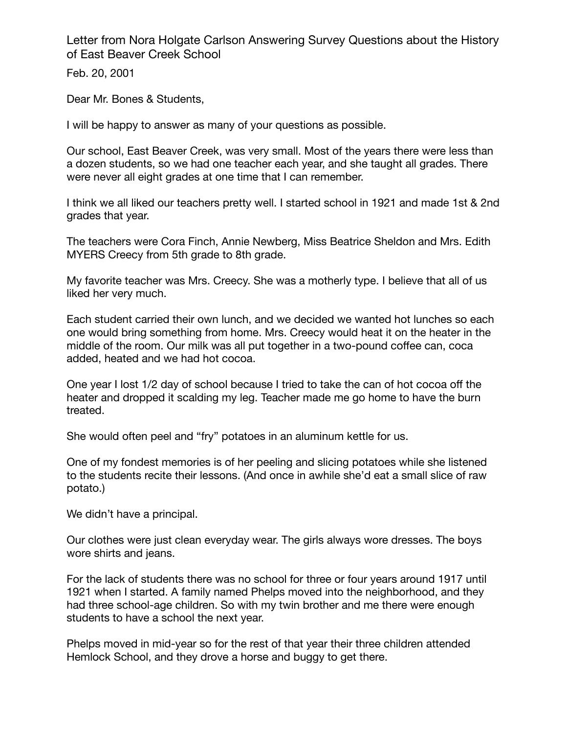# Letter from Nora Holgate Carlson Answering Survey Questions about the History of East Beaver Creek School

Feb. 20, 2001

Dear Mr. Bones & Students,

I will be happy to answer as many of your questions as possible.

Our school, East Beaver Creek, was very small. Most of the years there were less than a dozen students, so we had one teacher each year, and she taught all grades. There were never all eight grades at one time that I can remember.

I think we all liked our teachers pretty well. I started school in 1921 and made 1st & 2nd grades that year.

The teachers were Cora Finch, Annie Newberg, Miss Beatrice Sheldon and Mrs. Edith MYERS Creecy from 5th grade to 8th grade.

My favorite teacher was Mrs. Creecy. She was a motherly type. I believe that all of us liked her very much.

Each student carried their own lunch, and we decided we wanted hot lunches so each one would bring something from home. Mrs. Creecy would heat it on the heater in the middle of the room. Our milk was all put together in a two-pound coffee can, coca added, heated and we had hot cocoa.

One year I lost 1/2 day of school because I tried to take the can of hot cocoa off the heater and dropped it scalding my leg. Teacher made me go home to have the burn treated.

She would often peel and "fry" potatoes in an aluminum kettle for us.

One of my fondest memories is of her peeling and slicing potatoes while she listened to the students recite their lessons. (And once in awhile she'd eat a small slice of raw potato.)

We didn't have a principal.

Our clothes were just clean everyday wear. The girls always wore dresses. The boys wore shirts and jeans.

For the lack of students there was no school for three or four years around 1917 until 1921 when I started. A family named Phelps moved into the neighborhood, and they had three school-age children. So with my twin brother and me there were enough students to have a school the next year.

Phelps moved in mid-year so for the rest of that year their three children attended Hemlock School, and they drove a horse and buggy to get there.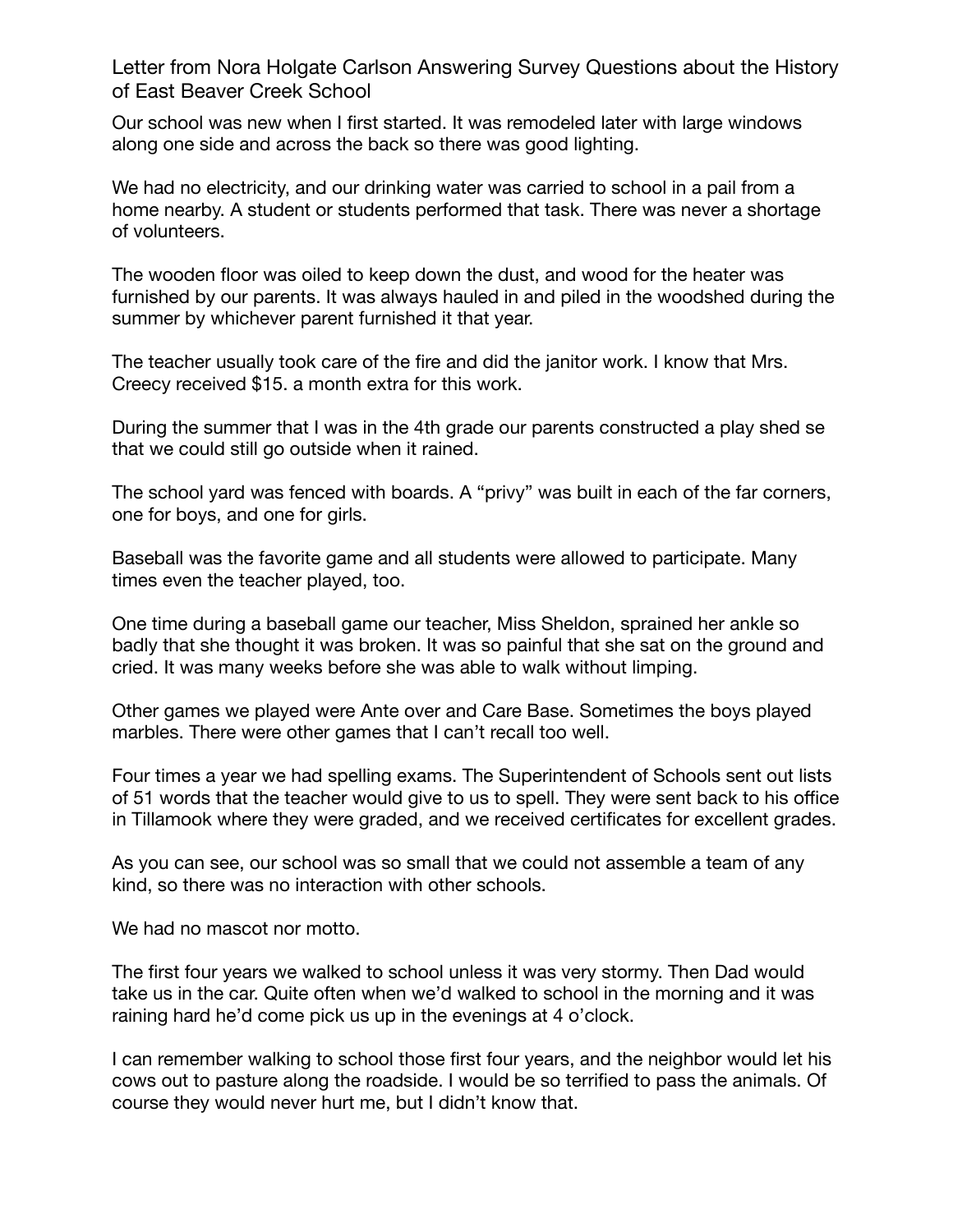Letter from Nora Holgate Carlson Answering Survey Questions about the History of East Beaver Creek School

Our school was new when I first started. It was remodeled later with large windows along one side and across the back so there was good lighting.

We had no electricity, and our drinking water was carried to school in a pail from a home nearby. A student or students performed that task. There was never a shortage of volunteers.

The wooden floor was oiled to keep down the dust, and wood for the heater was furnished by our parents. It was always hauled in and piled in the woodshed during the summer by whichever parent furnished it that year.

The teacher usually took care of the fire and did the janitor work. I know that Mrs. Creecy received $15. a month extra for this work.

During the summer that I was in the 4th grade our parents constructed a play shed se that we could still go outside when it rained.

The school yard was fenced with boards. A "privy" was built in each of the far corners, one for boys, and one for girls.

Baseball was the favorite game and all students were allowed to participate. Many times even the teacher played, too.

One time during a baseball game our teacher, Miss Sheldon, sprained her ankle so badly that she thought it was broken. It was so painful that she sat on the ground and cried. It was many weeks before she was able to walk without limping.

Other games we played were Ante over and Care Base. Sometimes the boys played marbles. There were other games that I can't recall too well.

Four times a year we had spelling exams. The Superintendent of Schools sent out lists of 51 words that the teacher would give to us to spell. They were sent back to his office in Tillamook where they were graded, and we received certificates for excellent grades.

As you can see, our school was so small that we could not assemble a team of any kind, so there was no interaction with other schools.

We had no mascot nor motto.

The first four years we walked to school unless it was very stormy. Then Dad would take us in the car. Quite often when we'd walked to school in the morning and it was raining hard he'd come pick us up in the evenings at 4 o'clock.

I can remember walking to school those first four years, and the neighbor would let his cows out to pasture along the roadside. I would be so terrified to pass the animals. Of course they would never hurt me, but I didn't know that.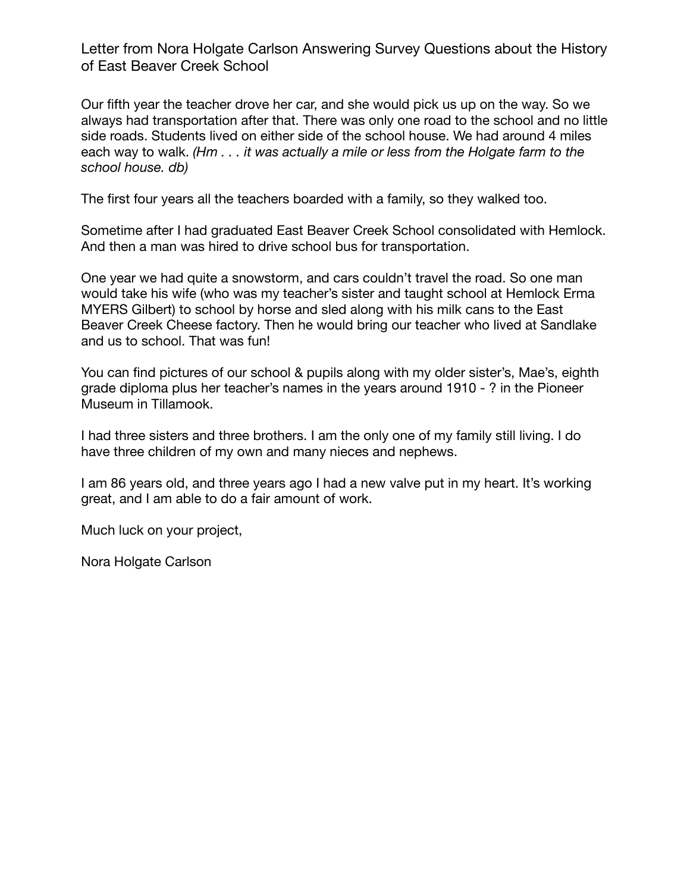Letter from Nora Holgate Carlson Answering Survey Questions about the History of East Beaver Creek School

Our fifth year the teacher drove her car, and she would pick us up on the way. So we always had transportation after that. There was only one road to the school and no little side roads. Students lived on either side of the school house. We had around 4 miles each way to walk. *(Hm . . . it was actually a mile or less from the Holgate farm to the school house. db)*

The first four years all the teachers boarded with a family, so they walked too.

Sometime after I had graduated East Beaver Creek School consolidated with Hemlock. And then a man was hired to drive school bus for transportation.

One year we had quite a snowstorm, and cars couldn't travel the road. So one man would take his wife (who was my teacher's sister and taught school at Hemlock Erma MYERS Gilbert) to school by horse and sled along with his milk cans to the East Beaver Creek Cheese factory. Then he would bring our teacher who lived at Sandlake and us to school. That was fun!

You can find pictures of our school & pupils along with my older sister's, Mae's, eighth grade diploma plus her teacher's names in the years around 1910 - ? in the Pioneer Museum in Tillamook.

I had three sisters and three brothers. I am the only one of my family still living. I do have three children of my own and many nieces and nephews.

I am 86 years old, and three years ago I had a new valve put in my heart. It's working great, and I am able to do a fair amount of work.

Much luck on your project,

Nora Holgate Carlson